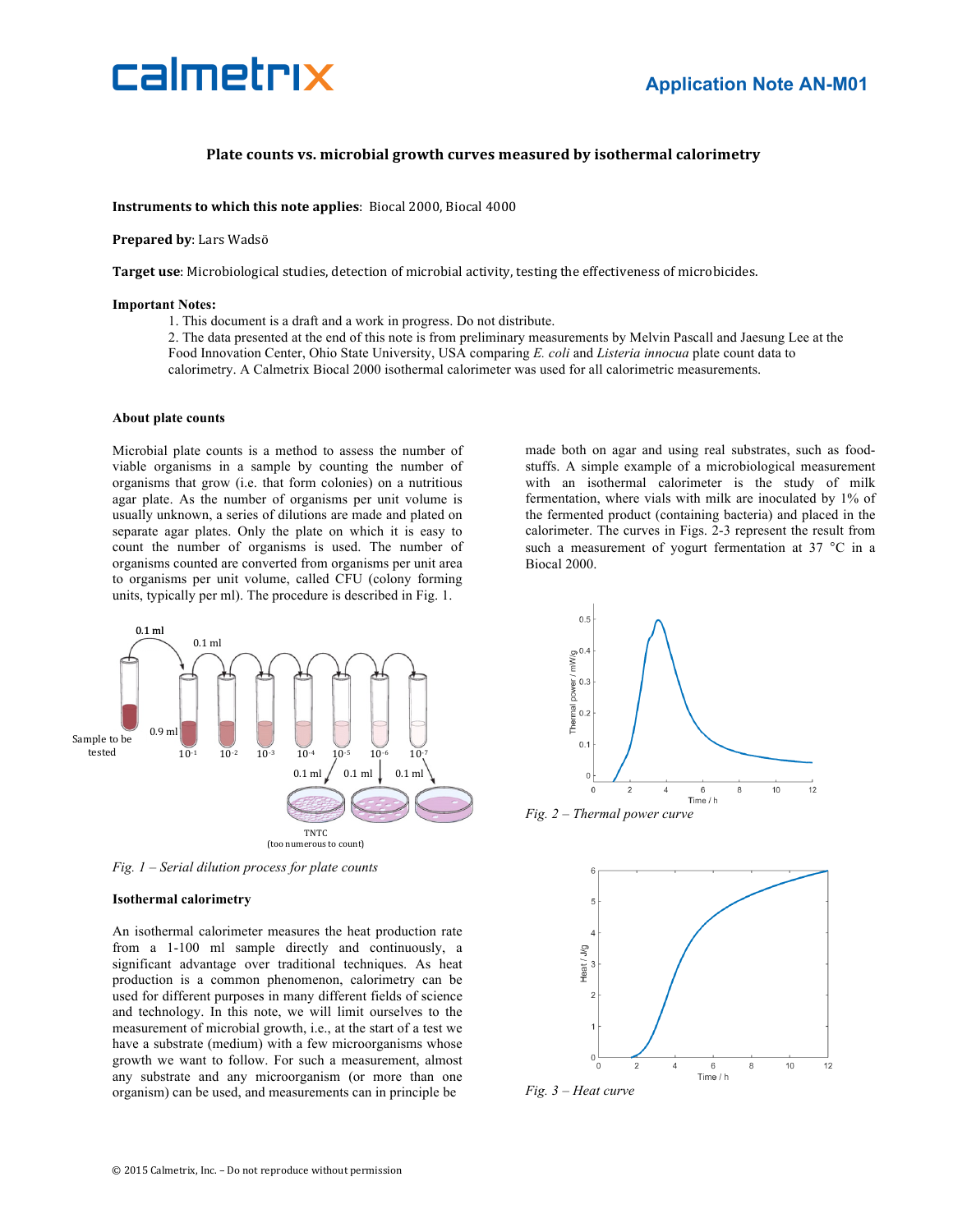# Application Note AN-M01

## Plate counts vs. microbial growth curves measured by isothermal calorimetry

**Instruments to which this note applies**: Biocal 2000, Biocal 4000

**Prepared by**: Lars Wadsö

**Target use**: Microbiological studies, detection of microbial activity, testing the effectiveness of microbicides.

**Important Notes:**

1. This document is a draft and a work in progress. Do not distribute.
2. The data presented at the end of this note is from preliminary measurements by Melvin Pascall and Jaesung Lee at the Food Innovation Center, Ohio State University, USA comparing *E. coli* and *Listeria innocua* plate count data to calorimetry. A Calmetrix Biocal 2000 isothermal calorimeter was used for all calorimetric measurements.

### About plate counts

Microbial plate counts is a method to assess the number of viable organisms in a sample by counting the number of organisms that grow (i.e. that form colonies) on a nutritious agar plate. As the number of organisms per unit volume is usually unknown, a series of dilutions are made and plated on separate agar plates. Only the plate on which it is easy to count the number of organisms is used. The number of organisms counted are converted from organisms per unit area to organisms per unit volume, called CFU (colony forming units, typically per ml). The procedure is described in Fig. 1.

*Fig. 1 – Serial dilution process for plate counts*

### Isothermal calorimetry

An isothermal calorimeter measures the heat production rate from a 1-100 ml sample directly and continuously, a significant advantage over traditional techniques. As heat production is a common phenomenon, calorimetry can be used for different purposes in many different fields of science and technology. In this note, we will limit ourselves to the measurement of microbial growth, i.e., at the start of a test we have a substrate (medium) with a few microorganisms whose growth we want to follow. For such a measurement, almost any substrate and any microorganism (or more than one organism) can be used, and measurements can in principle be made both on agar and using real substrates, such as foodstuffs. A simple example of a microbiological measurement with an isothermal calorimeter is the study of milk fermentation, where vials with milk are inoculated by 1% of the fermented product (containing bacteria) and placed in the calorimeter. The curves in Figs. 2-3 represent the result from such a measurement of yogurt fermentation at 37 °C in a Biocal 2000.

*Fig. 2 – Thermal power curve*

*Fig. 3 – Heat curve*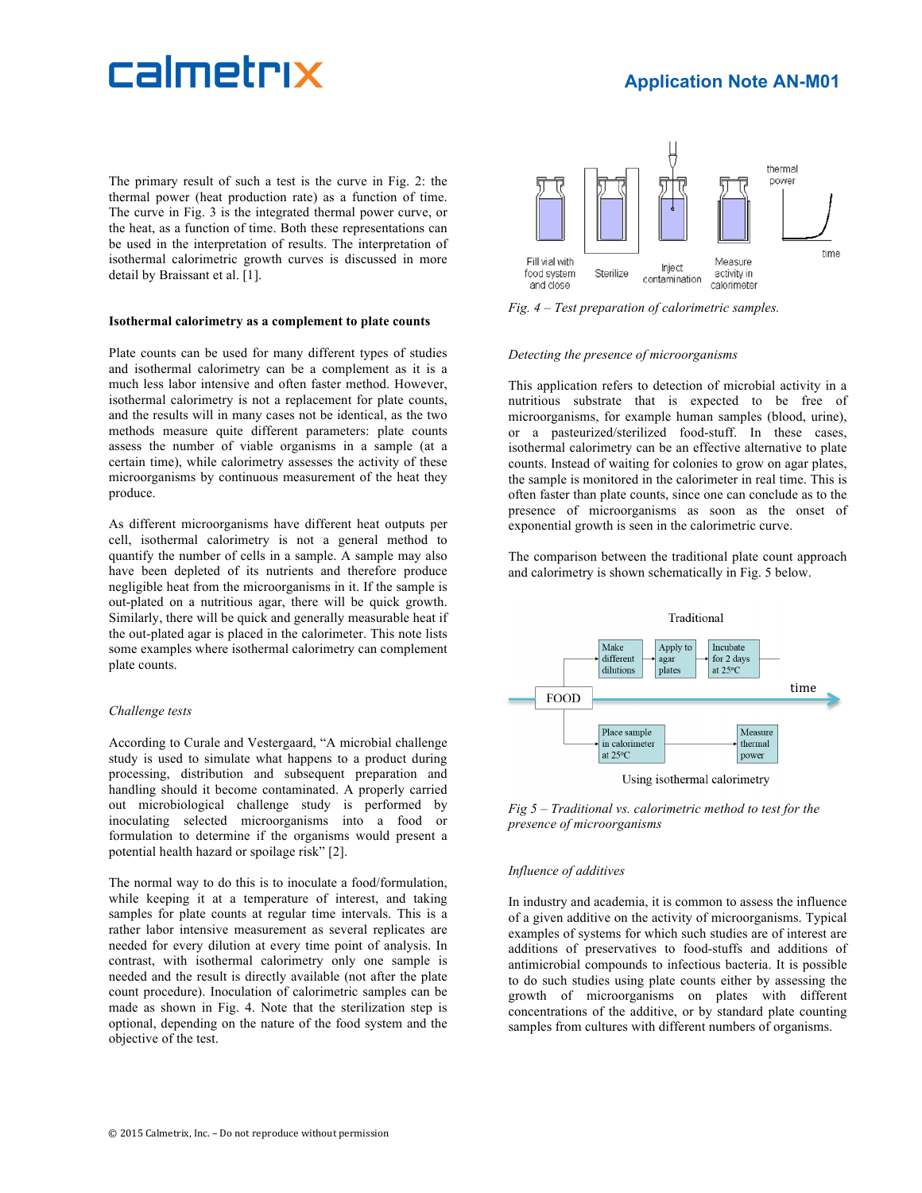The primary result of such a test is the curve in Fig. 2: the thermal power (heat production rate) as a function of time. The curve in Fig. 3 is the integrated thermal power curve, or the heat, as a function of time. Both these representations can be used in the interpretation of results. The interpretation of isothermal calorimetric growth curves is discussed in more detail by Braissant et al. [1].

**Isothermal calorimetry as a complement to plate counts**

Plate counts can be used for many different types of studies and isothermal calorimetry can be a complement as it is a much less labor intensive and often faster method. However, isothermal calorimetry is not a replacement for plate counts, and the results will in many cases not be identical, as the two methods measure quite different parameters: plate counts assess the number of viable organisms in a sample (at a certain time), while calorimetry assesses the activity of these microorganisms by continuous measurement of the heat they produce.

As different microorganisms have different heat outputs per cell, isothermal calorimetry is not a general method to quantify the number of cells in a sample. A sample may also have been depleted of its nutrients and therefore produce negligible heat from the microorganisms in it. If the sample is out-plated on a nutritious agar, there will be quick growth. Similarly, there will be quick and generally measurable heat if the out-plated agar is placed in the calorimeter. This note lists some examples where isothermal calorimetry can complement plate counts.

*Challenge tests*

According to Curale and Vestergaard, "A microbial challenge study is used to simulate what happens to a product during processing, distribution and subsequent preparation and handling should it become contaminated. A properly carried out microbiological challenge study is performed by inoculating selected microorganisms into a food or formulation to determine if the organisms would present a potential health hazard or spoilage risk" [2].

The normal way to do this is to inoculate a food/formulation, while keeping it at a temperature of interest, and taking samples for plate counts at regular time intervals. This is a rather labor intensive measurement as several replicates are needed for every dilution at every time point of analysis. In contrast, with isothermal calorimetry only one sample is needed and the result is directly available (not after the plate count procedure). Inoculation of calorimetric samples can be made as shown in Fig. 4. Note that the sterilization step is optional, depending on the nature of the food system and the objective of the test.

Fill vial with food system and close — Sterilize — Inject contamination — Measure activity in calorimeter — thermal power / time

*Fig. 4 – Test preparation of calorimetric samples.*

*Detecting the presence of microorganisms*

This application refers to detection of microbial activity in a nutritious substrate that is expected to be free of microorganisms, for example human samples (blood, urine), or a pasteurized/sterilized food-stuff. In these cases, isothermal calorimetry can be an effective alternative to plate counts. Instead of waiting for colonies to grow on agar plates, the sample is monitored in the calorimeter in real time. This is often faster than plate counts, since one can conclude as to the presence of microorganisms as soon as the onset of exponential growth is seen in the calorimetric curve.

The comparison between the traditional plate count approach and calorimetry is shown schematically in Fig. 5 below.

Traditional: FOOD → Make different dilutions → Apply to agar plates → Incubate for 2 days at 25°C

Using isothermal calorimetry: FOOD → Place sample in calorimeter at 25°C → Measure thermal power

*Fig 5 – Traditional vs. calorimetric method to test for the presence of microorganisms*

*Influence of additives*

In industry and academia, it is common to assess the influence of a given additive on the activity of microorganisms. Typical examples of systems for which such studies are of interest are additions of preservatives to food-stuffs and additions of antimicrobial compounds to infectious bacteria. It is possible to do such studies using plate counts either by assessing the growth of microorganisms on plates with different concentrations of the additive, or by standard plate counting samples from cultures with different numbers of organisms.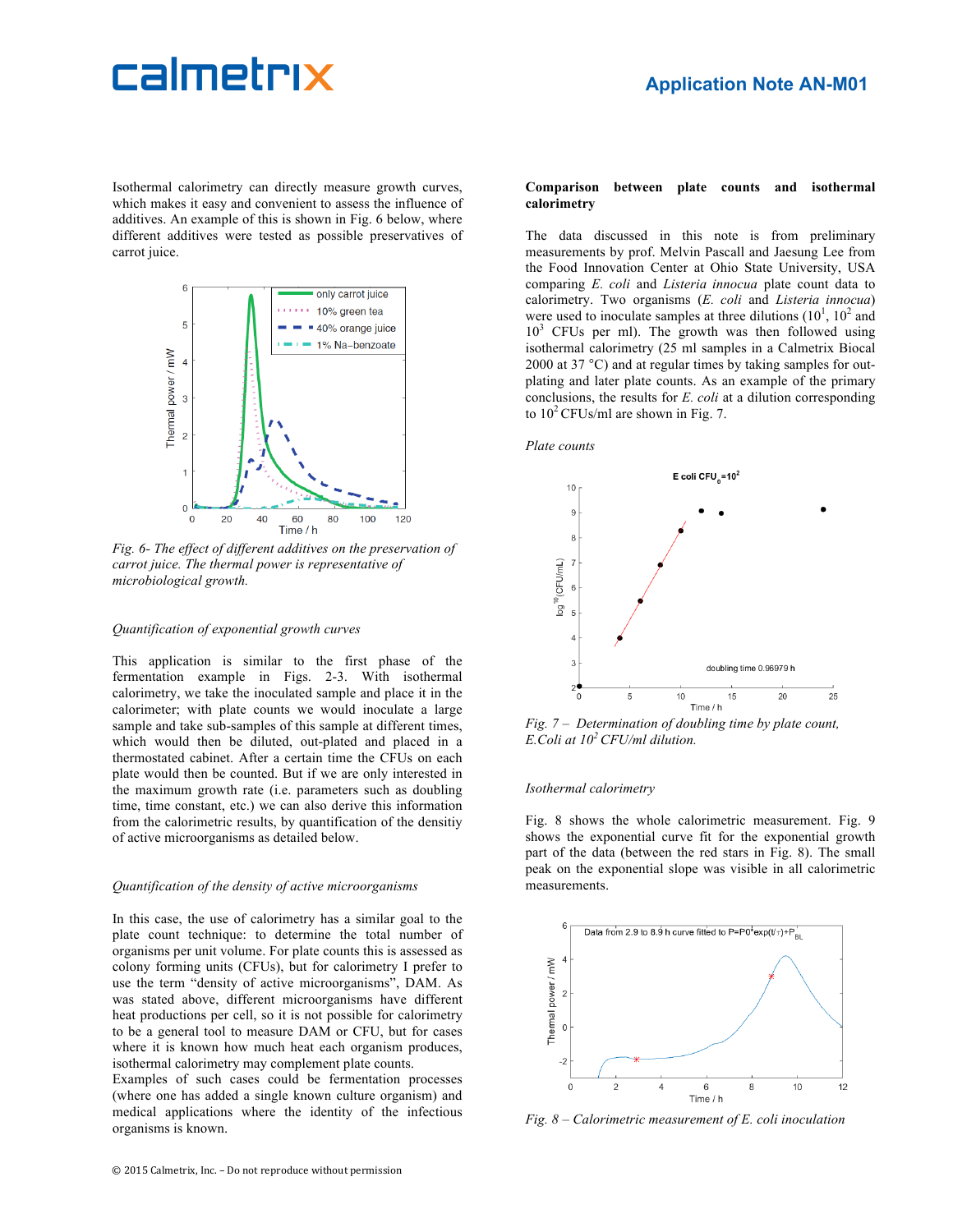Isothermal calorimetry can directly measure growth curves, which makes it easy and convenient to assess the influence of additives. An example of this is shown in Fig. 6 below, where different additives were tested as possible preservatives of carrot juice.

*Fig. 6- The effect of different additives on the preservation of carrot juice. The thermal power is representative of microbiological growth.*

*Quantification of exponential growth curves*

This application is similar to the first phase of the fermentation example in Figs. 2-3. With isothermal calorimetry, we take the inoculated sample and place it in the calorimeter; with plate counts we would inoculate a large sample and take sub-samples of this sample at different times, which would then be diluted, out-plated and placed in a thermostated cabinet. After a certain time the CFUs on each plate would then be counted. But if we are only interested in the maximum growth rate (i.e. parameters such as doubling time, time constant, etc.) we can also derive this information from the calorimetric results, by quantification of the densitiy of active microorganisms as detailed below.

*Quantification of the density of active microorganisms*

In this case, the use of calorimetry has a similar goal to the plate count technique: to determine the total number of organisms per unit volume. For plate counts this is assessed as colony forming units (CFUs), but for calorimetry I prefer to use the term "density of active microorganisms", DAM. As was stated above, different microorganisms have different heat productions per cell, so it is not possible for calorimetry to be a general tool to measure DAM or CFU, but for cases where it is known how much heat each organism produces, isothermal calorimetry may complement plate counts.
Examples of such cases could be fermentation processes (where one has added a single known culture organism) and medical applications where the identity of the infectious organisms is known.

**Comparison between plate counts and isothermal calorimetry**

The data discussed in this note is from preliminary measurements by prof. Melvin Pascall and Jaesung Lee from the Food Innovation Center at Ohio State University, USA comparing *E. coli* and *Listeria innocua* plate count data to calorimetry. Two organisms (*E. coli* and *Listeria innocua*) were used to inoculate samples at three dilutions ($10^1$, $10^2$ and $10^3$ CFUs per ml). The growth was then followed using isothermal calorimetry (25 ml samples in a Calmetrix Biocal 2000 at 37 °C) and at regular times by taking samples for out-plating and later plate counts. As an example of the primary conclusions, the results for *E. coli* at a dilution corresponding to $10^2$ CFUs/ml are shown in Fig. 7.

*Plate counts*

*Fig. 7 – Determination of doubling time by plate count, E.Coli at $10^2$ CFU/ml dilution.*

*Isothermal calorimetry*

Fig. 8 shows the whole calorimetric measurement. Fig. 9 shows the exponential curve fit for the exponential growth part of the data (between the red stars in Fig. 8). The small peak on the exponential slope was visible in all calorimetric measurements.

*Fig. 8 – Calorimetric measurement of E. coli inoculation*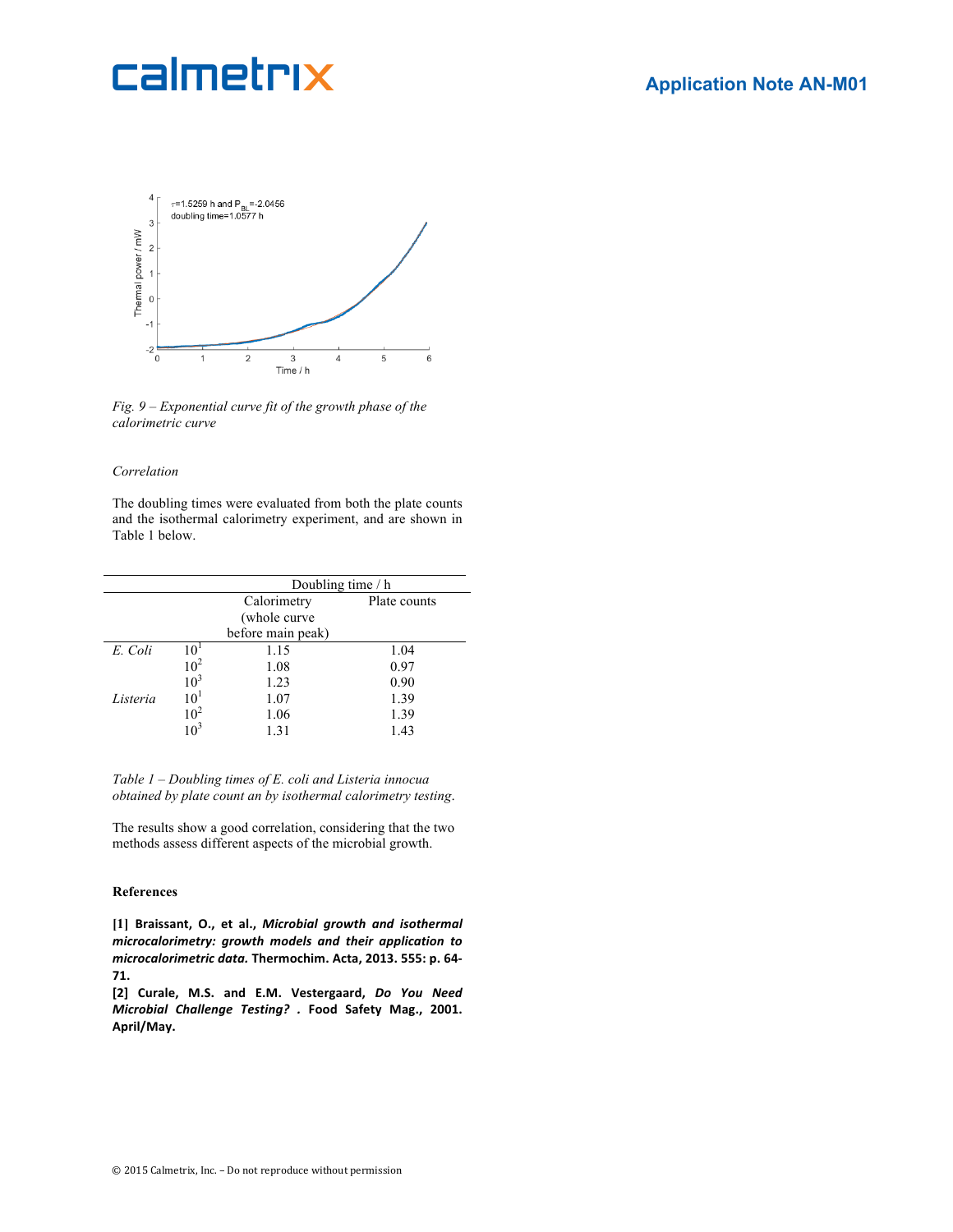$\tau$=1.5259 h and $P_{BL}$=-2.0456
doubling time=1.0577 h

Thermal power / mW

Time / h

4
3
2
1
0
-1
-2

0 1 2 3 4 5 6

*Fig. 9 – Exponential curve fit of the growth phase of the calorimetric curve*

*Correlation*

The doubling times were evaluated from both the plate counts and the isothermal calorimetry experiment, and are shown in Table 1 below.

| | | Doubling time / h | |
|---|---|---|---|
| | | Calorimetry (whole curve before main peak) | Plate counts |
| *E. Coli* | $10^1$ | 1.15 | 1.04 |
| | $10^2$ | 1.08 | 0.97 |
| | $10^3$ | 1.23 | 0.90 |
| *Listeria* | $10^1$ | 1.07 | 1.39 |
| | $10^2$ | 1.06 | 1.39 |
| | $10^3$ | 1.31 | 1.43 |

*Table 1 – Doubling times of E. coli and Listeria innocua obtained by plate count an by isothermal calorimetry testing.*

The results show a good correlation, considering that the two methods assess different aspects of the microbial growth.

**References**

**[1] Braissant, O., et al., *Microbial growth and isothermal microcalorimetry: growth models and their application to microcalorimetric data.* Thermochim. Acta, 2013. 555: p. 64-71.**

**[2] Curale, M.S. and E.M. Vestergaard, *Do You Need Microbial Challenge Testing?* . Food Safety Mag., 2001. April/May.**

© 2015 Calmetrix, Inc. – Do not reproduce without permission